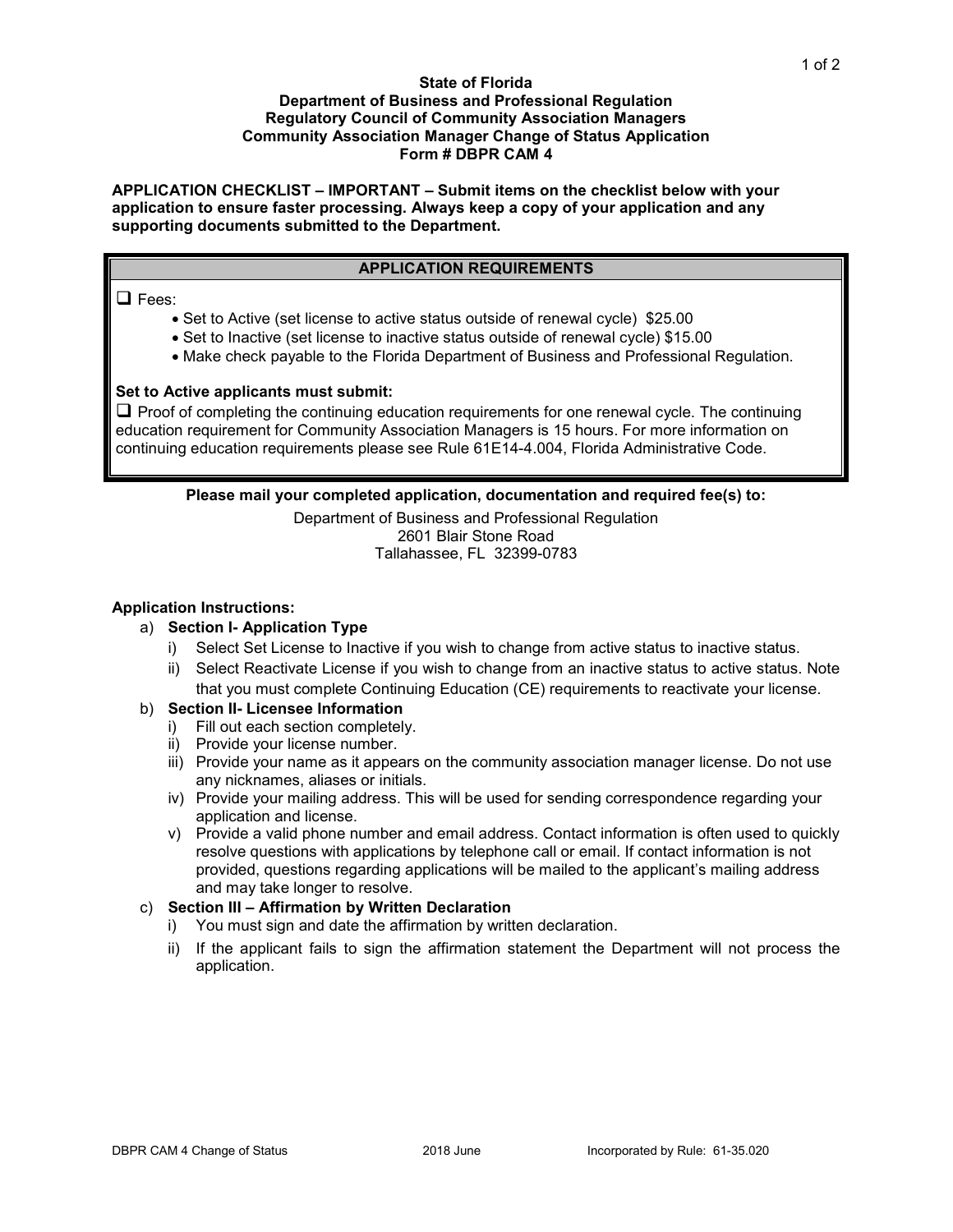**State of Florida**
**Department of Business and Professional Regulation**
**Regulatory Council of Community Association Managers**
**Community Association Manager Change of Status Application**
**Form # DBPR CAM 4**

**APPLICATION CHECKLIST – IMPORTANT – Submit items on the checklist below with your application to ensure faster processing. Always keep a copy of your application and any supporting documents submitted to the Department.**

## APPLICATION REQUIREMENTS

❑ Fees:

- Set to Active (set license to active status outside of renewal cycle) $25.00
- Set to Inactive (set license to inactive status outside of renewal cycle) $15.00
- Make check payable to the Florida Department of Business and Professional Regulation.

**Set to Active applicants must submit:**

❑ Proof of completing the continuing education requirements for one renewal cycle. The continuing education requirement for Community Association Managers is 15 hours. For more information on continuing education requirements please see Rule 61E14-4.004, Florida Administrative Code.

**Please mail your completed application, documentation and required fee(s) to:**

Department of Business and Professional Regulation
2601 Blair Stone Road
Tallahassee, FL 32399-0783

**Application Instructions:**

a) **Section I- Application Type**
   i) Select Set License to Inactive if you wish to change from active status to inactive status.
   ii) Select Reactivate License if you wish to change from an inactive status to active status. Note that you must complete Continuing Education (CE) requirements to reactivate your license.

b) **Section II- Licensee Information**
   i) Fill out each section completely.
   ii) Provide your license number.
   iii) Provide your name as it appears on the community association manager license. Do not use any nicknames, aliases or initials.
   iv) Provide your mailing address. This will be used for sending correspondence regarding your application and license.
   v) Provide a valid phone number and email address. Contact information is often used to quickly resolve questions with applications by telephone call or email. If contact information is not provided, questions regarding applications will be mailed to the applicant's mailing address and may take longer to resolve.

c) **Section III – Affirmation by Written Declaration**
   i) You must sign and date the affirmation by written declaration.
   ii) If the applicant fails to sign the affirmation statement the Department will not process the application.

DBPR CAM 4 Change of Status 2018 June Incorporated by Rule: 61-35.020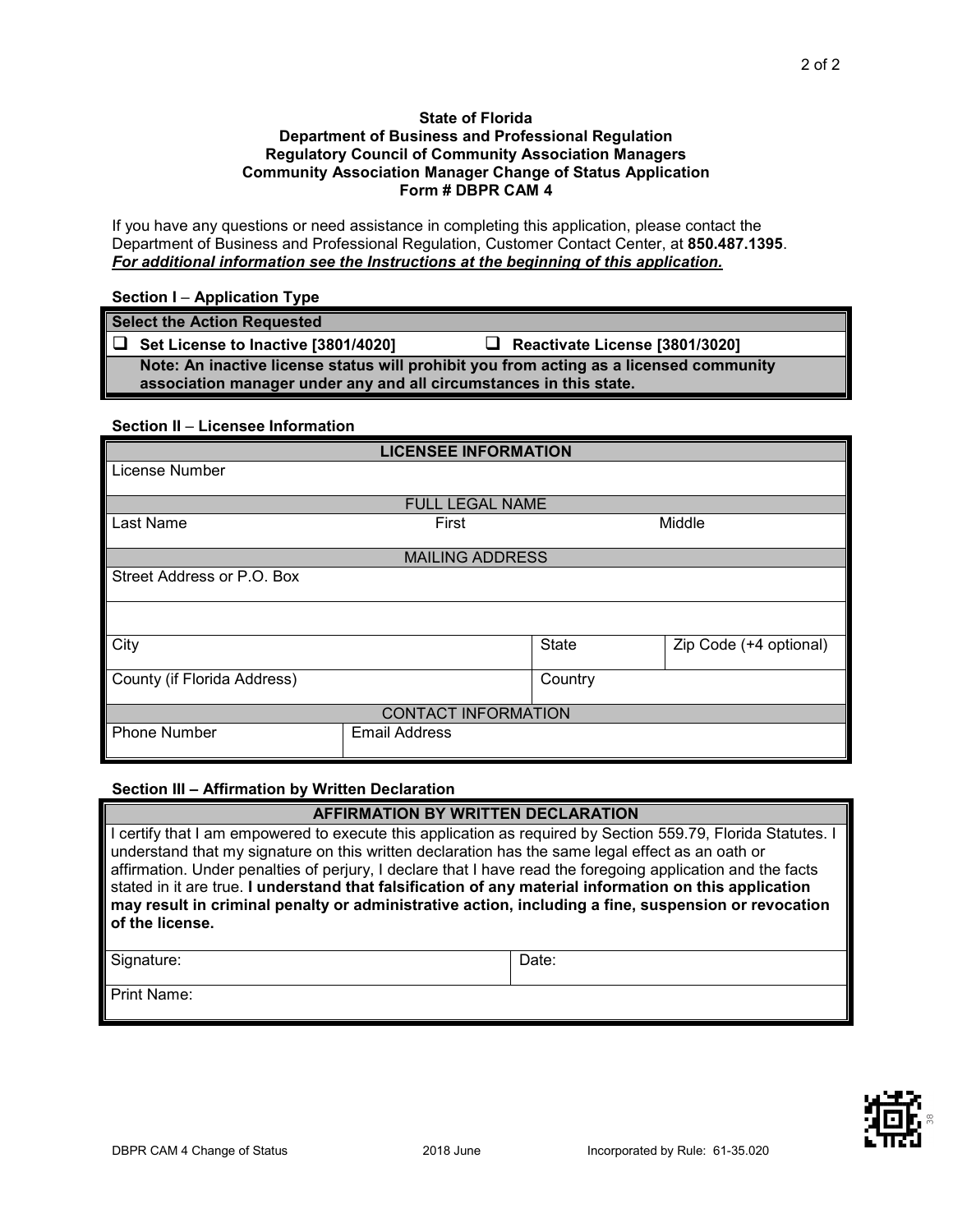**State of Florida**
**Department of Business and Professional Regulation**
**Regulatory Council of Community Association Managers**
**Community Association Manager Change of Status Application**
**Form # DBPR CAM 4**

If you have any questions or need assistance in completing this application, please contact the Department of Business and Professional Regulation, Customer Contact Center, at **850.487.1395**.
***For additional information see the Instructions at the beginning of this application.***

**Section I – Application Type**

| **Select the Action Requested** | |
|---|---|
| ❑ **Set License to Inactive [3801/4020]** | ❑ **Reactivate License [3801/3020]** |
| **Note: An inactive license status will prohibit you from acting as a licensed community association manager under any and all circumstances in this state.** | |

**Section II – Licensee Information**

| **LICENSEE INFORMATION** | | | |
|---|---|---|---|
| License Number | | | |
| FULL LEGAL NAME | | | |
| Last Name | First | | Middle |
| MAILING ADDRESS | | | |
| Street Address or P.O. Box | | | |
| | | | |
| City | | State | Zip Code (+4 optional) |
| County (if Florida Address) | | Country | |
| CONTACT INFORMATION | | | |
| Phone Number | Email Address | | |

**Section III – Affirmation by Written Declaration**

| **AFFIRMATION BY WRITTEN DECLARATION** | |
|---|---|
| I certify that I am empowered to execute this application as required by Section 559.79, Florida Statutes. I understand that my signature on this written declaration has the same legal effect as an oath or affirmation. Under penalties of perjury, I declare that I have read the foregoing application and the facts stated in it are true. **I understand that falsification of any material information on this application may result in criminal penalty or administrative action, including a fine, suspension or revocation of the license.** | |
| Signature: | Date: |
| Print Name: | |

DBPR CAM 4 Change of Status 2018 June Incorporated by Rule: 61-35.020